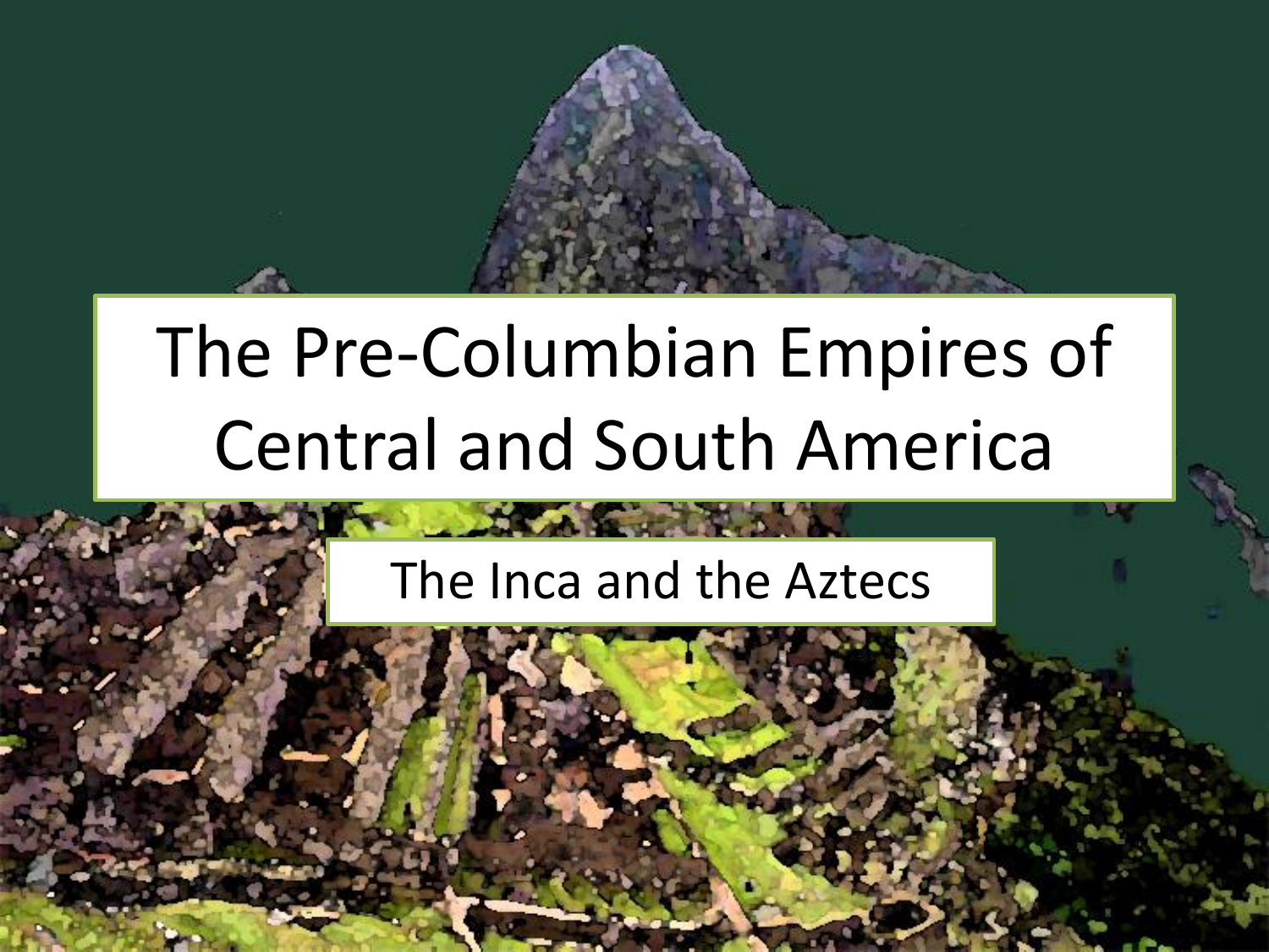# The Pre-Columbian Empires of Central and South America

## The Inca and the Aztecs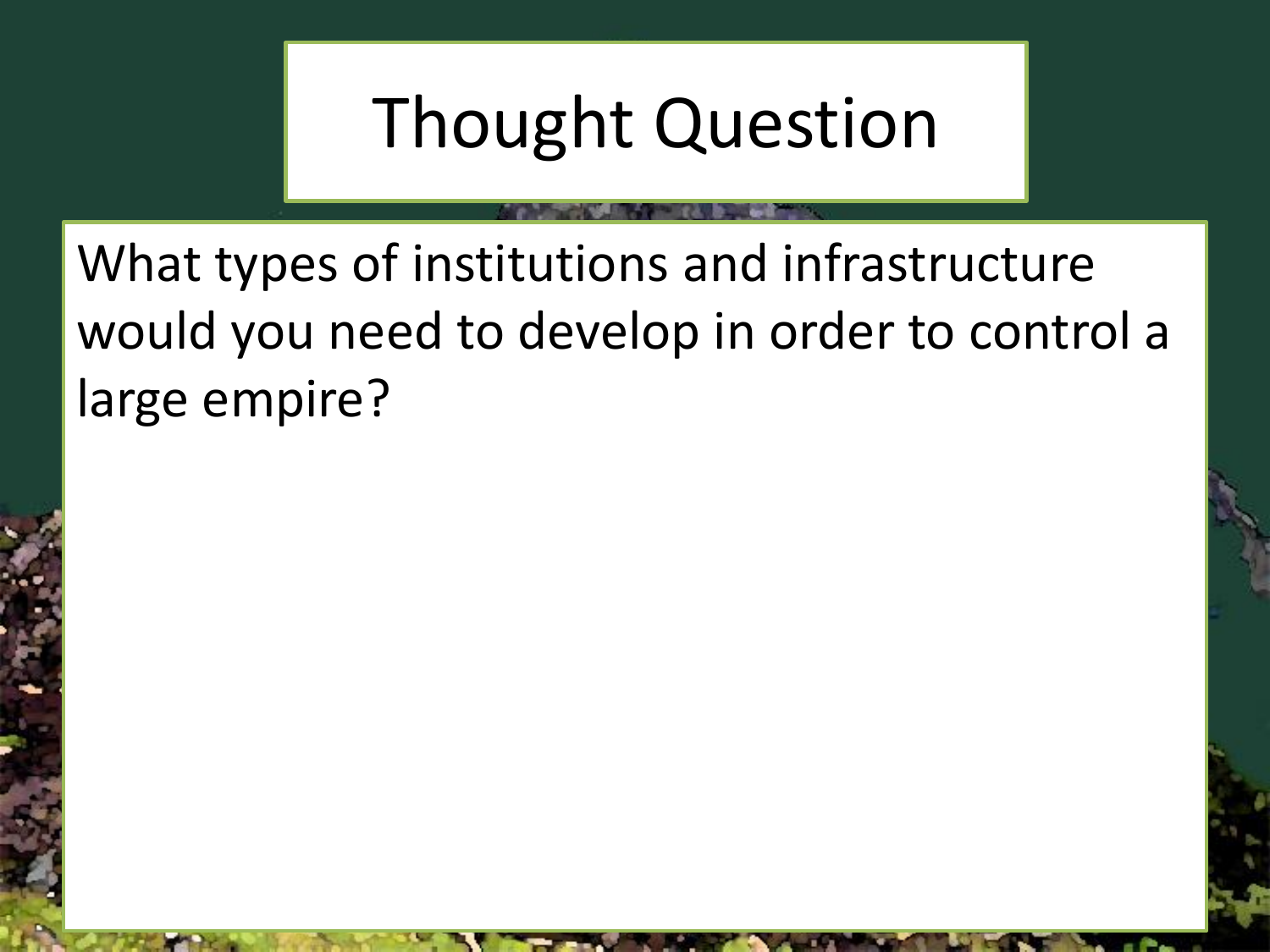# Thought Question

What types of institutions and infrastructure would you need to develop in order to control a large empire?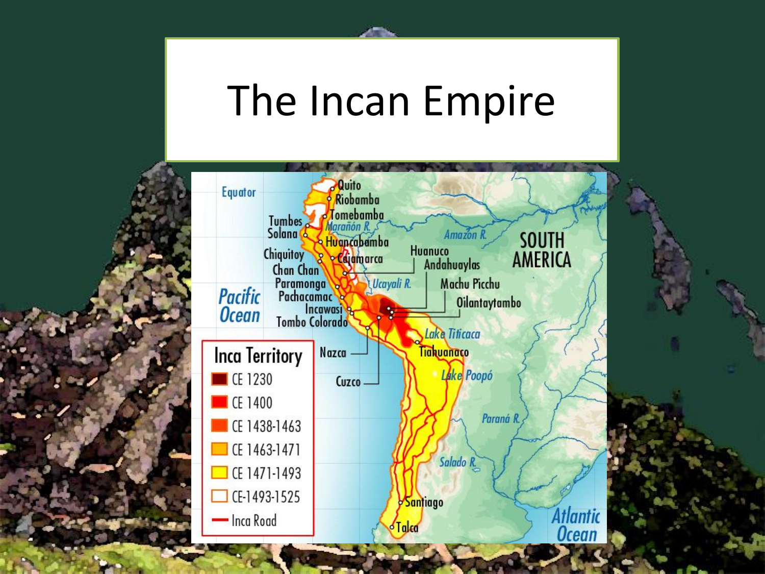# The Incan Empire

Equator

Quito
Riobamba
Tomebamba
Marañón R.
Tumbes
Solana
Huancabamba
Chiquitoy
Cajamarca
Chan Chan
Paramonga
Pachacamac
Incawasi
Tombo Colorado
Huanuco
Andahuaylas
Ucayali R.
Machu Picchu
Oilantaytambo
Amazon R.
SOUTH AMERICA
Pacific Ocean
Lake Titicaca
Tiahuanaco
Nazca
Cuzco
Lake Poopó
Paraná R.
Salado R.
Santiago
Talca
Atlantic Ocean

**Inca Territory**

- CE 1230
- CE 1400
- CE 1438-1463
- CE 1463-1471
- CE 1471-1493
- CE-1493-1525
- Inca Road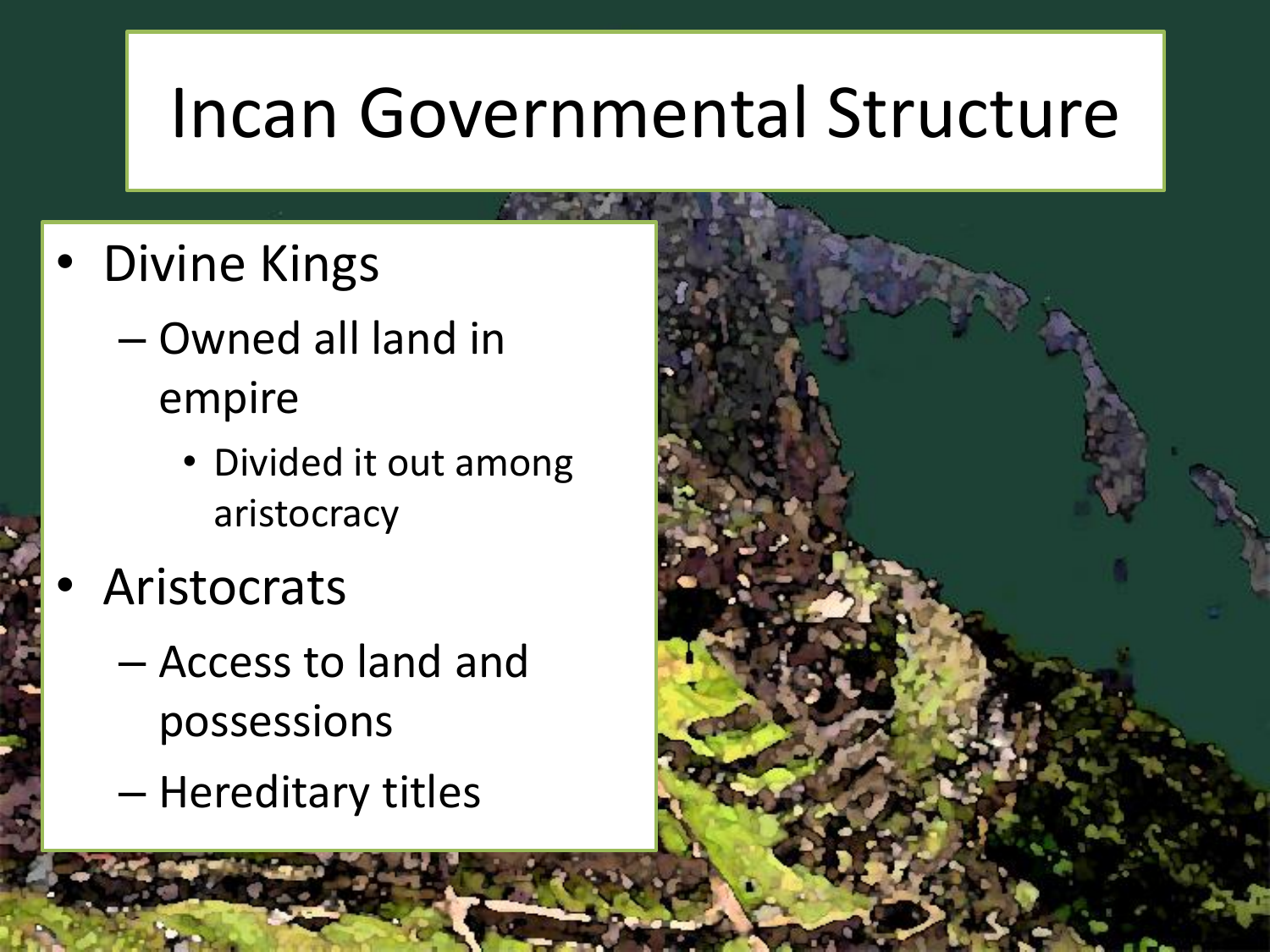# Incan Governmental Structure

- Divine Kings
  - Owned all land in empire
    - Divided it out among aristocracy
- Aristocrats
  - Access to land and possessions
  - Hereditary titles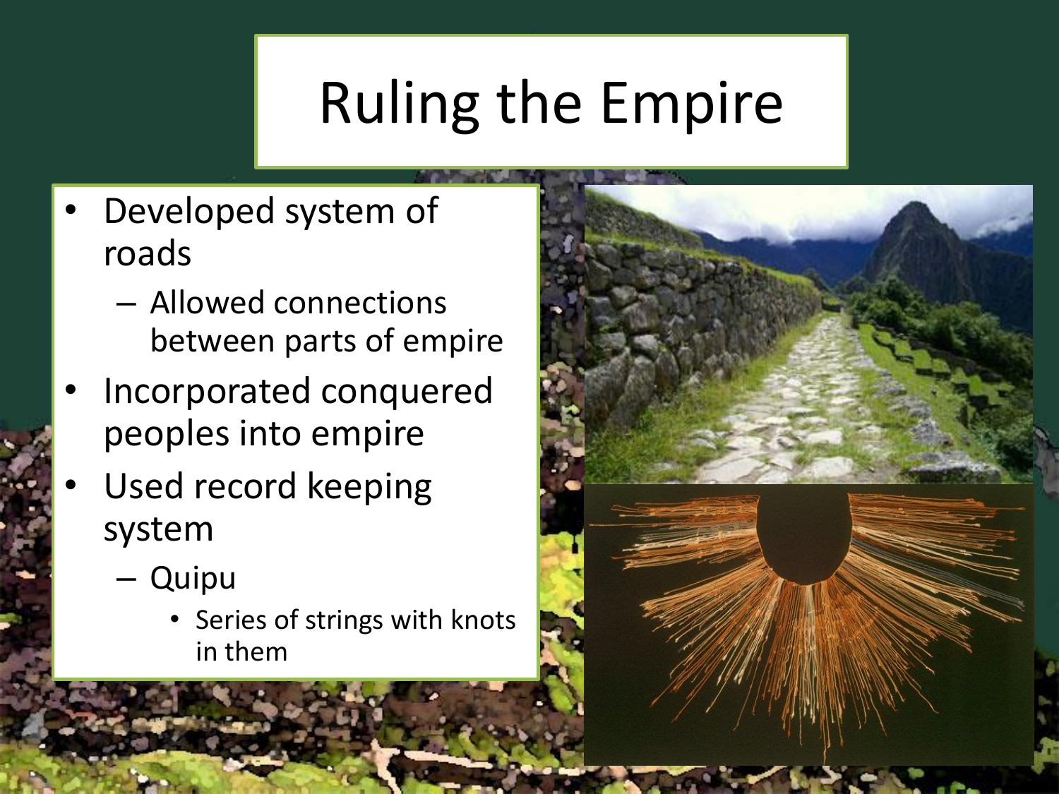# Ruling the Empire

- Developed system of roads
  - Allowed connections between parts of empire
- Incorporated conquered peoples into empire
- Used record keeping system
  - Quipu
    - Series of strings with knots in them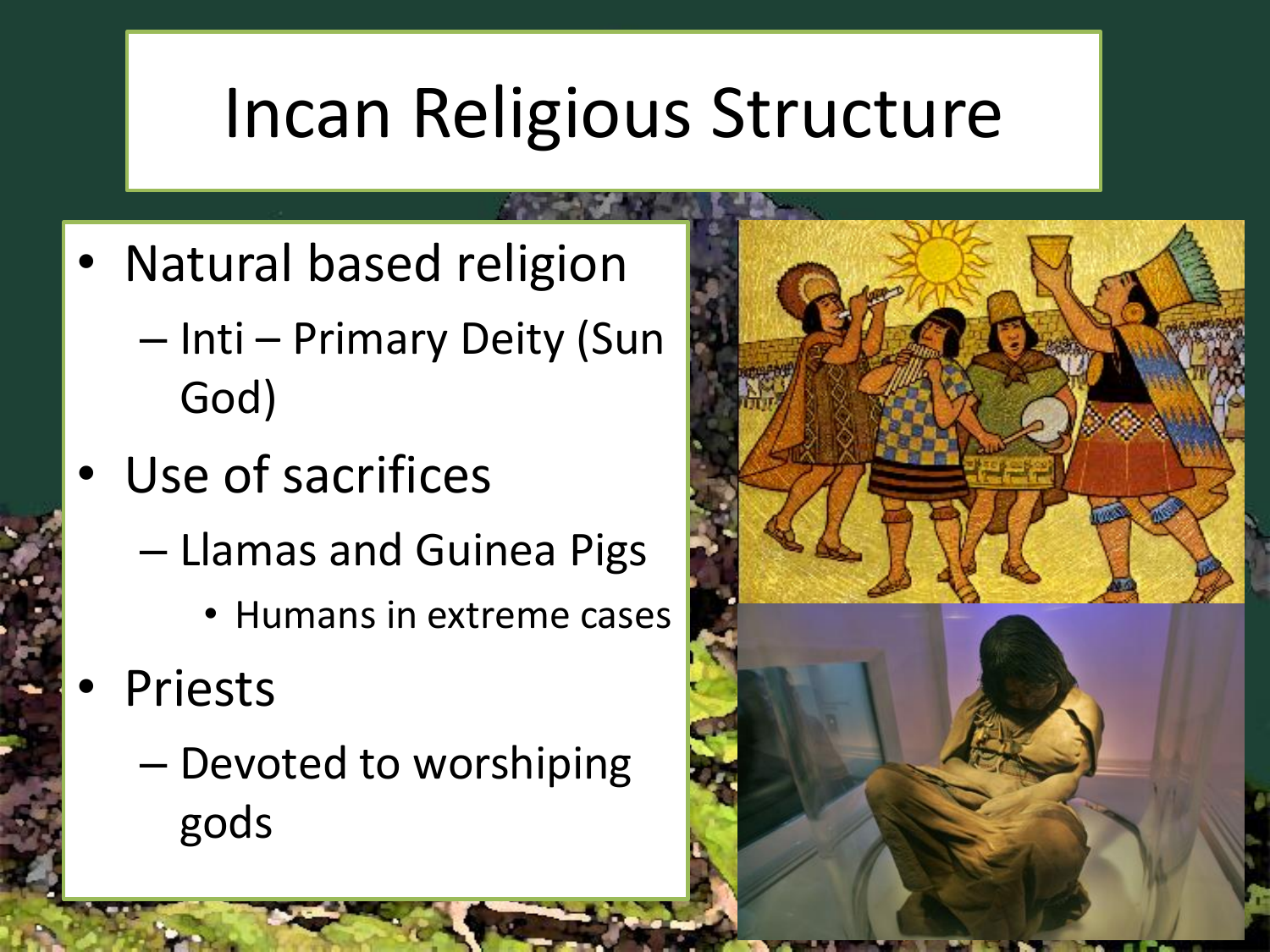# Incan Religious Structure

- Natural based religion
  - Inti – Primary Deity (Sun God)
- Use of sacrifices
  - Llamas and Guinea Pigs
    - Humans in extreme cases
- Priests
  - Devoted to worshiping gods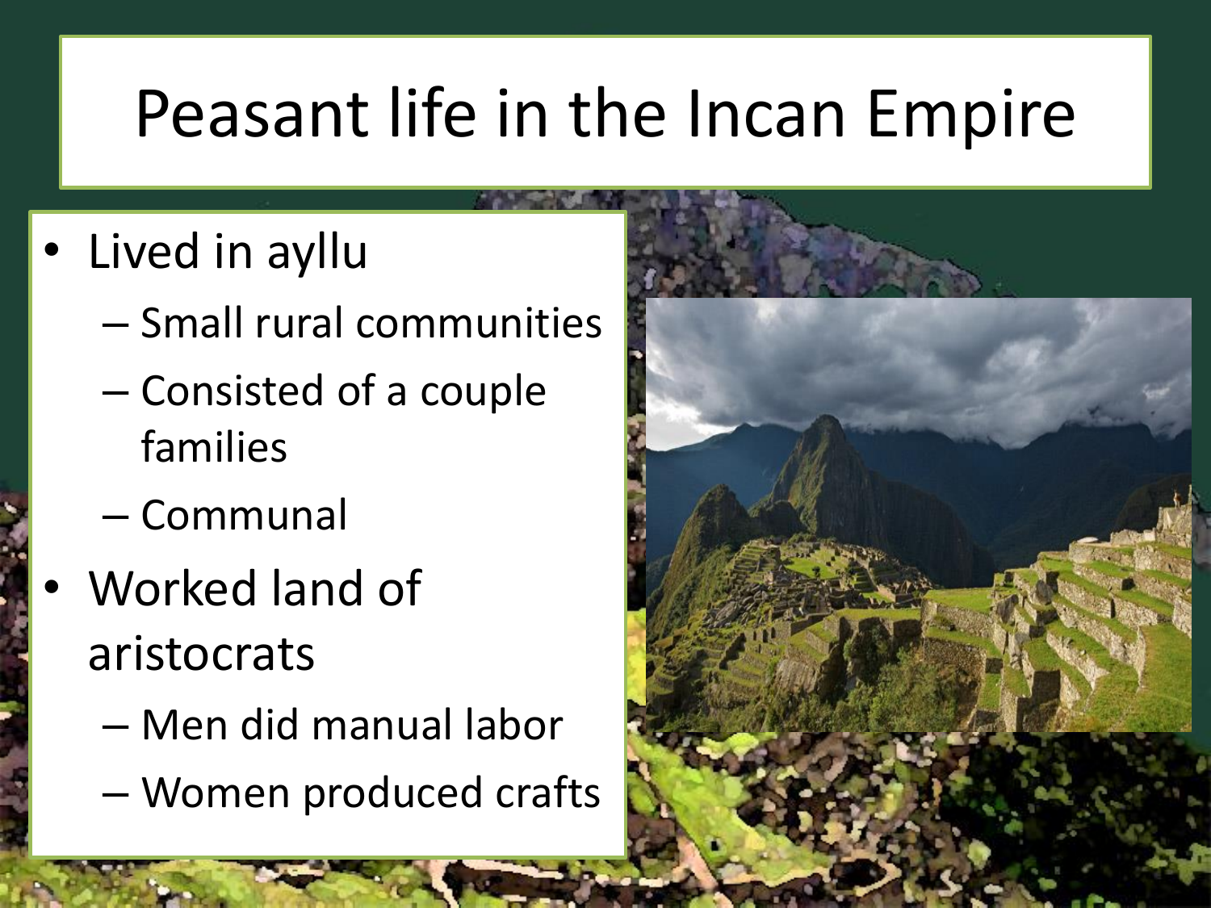# Peasant life in the Incan Empire

- Lived in ayllu
  - Small rural communities
  - Consisted of a couple families
  - Communal
- Worked land of aristocrats
  - Men did manual labor
  - Women produced crafts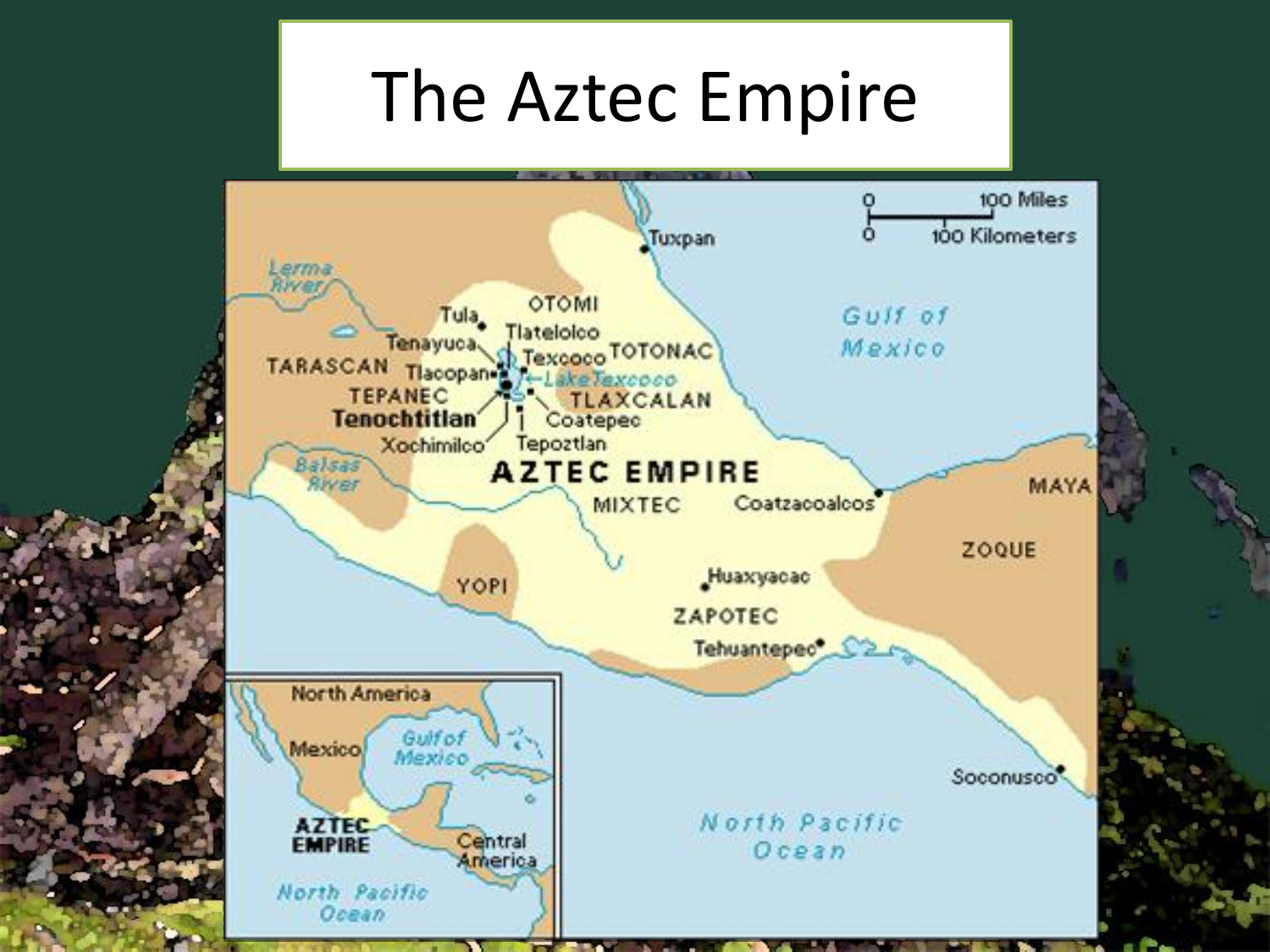# The Aztec Empire

Tuxpan

100 Miles

100 Kilometers

Lerma River

Tula

OTOMI

Tlatelolco

Tenayuca

Texcoco

TOTONAC

TARASCAN

Tlacopan

Lake Texcoco

TEPANEC

TLAXCALAN

Tenochtitlan

Coatepec

Xochimilco

Tepoztlan

Gulf of Mexico

Balsas River

AZTEC EMPIRE

MIXTEC

Coatzacoalcos

MAYA

ZOQUE

YOPI

Huaxyacac

ZAPOTEC

Tehuantepec

Soconusco

North Pacific Ocean

North America

Mexico

Gulf of Mexico

AZTEC EMPIRE

Central America

North Pacific Ocean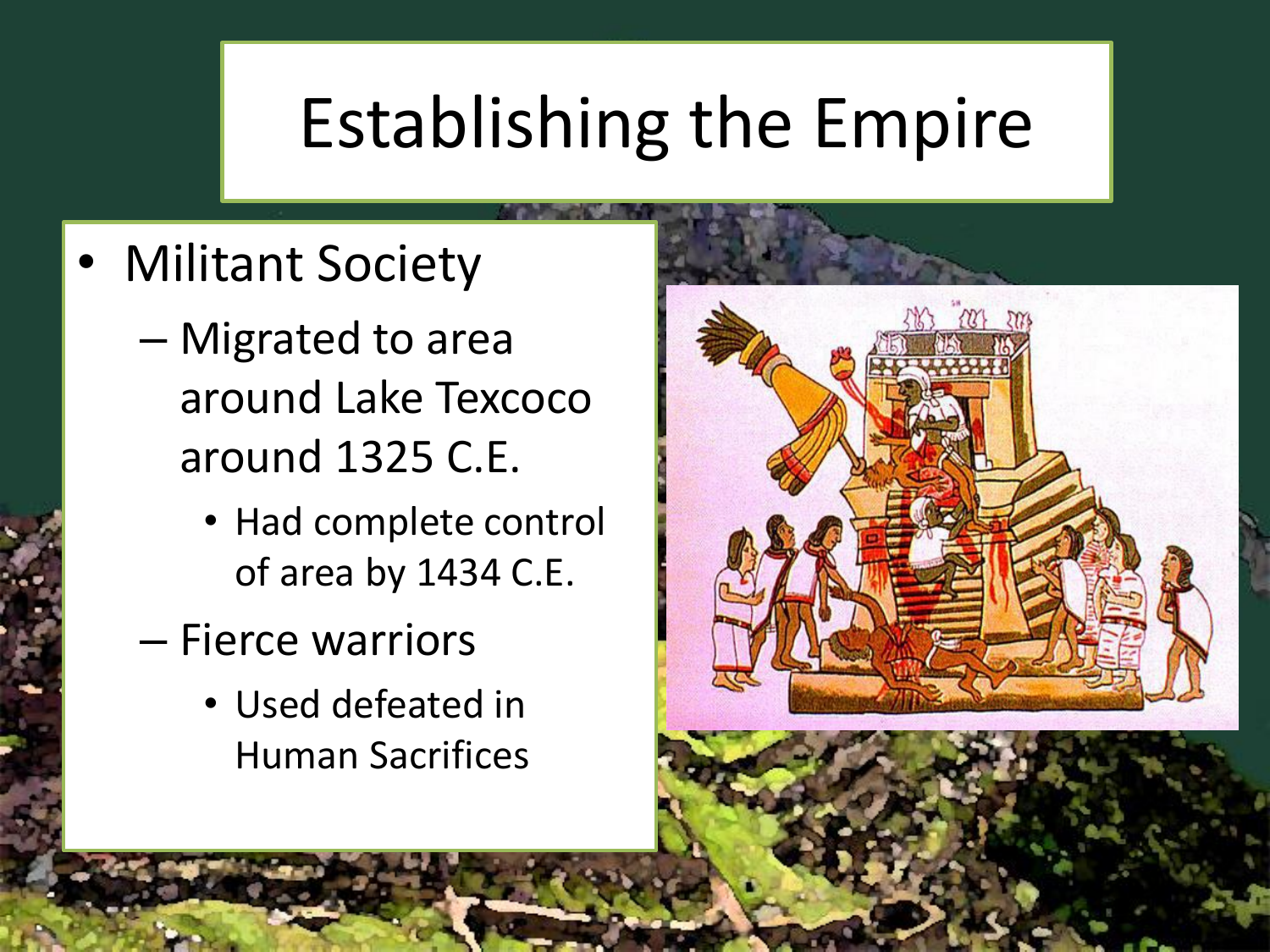# Establishing the Empire

- Militant Society
  - Migrated to area around Lake Texcoco around 1325 C.E.
    - Had complete control of area by 1434 C.E.
  - Fierce warriors
    - Used defeated in Human Sacrifices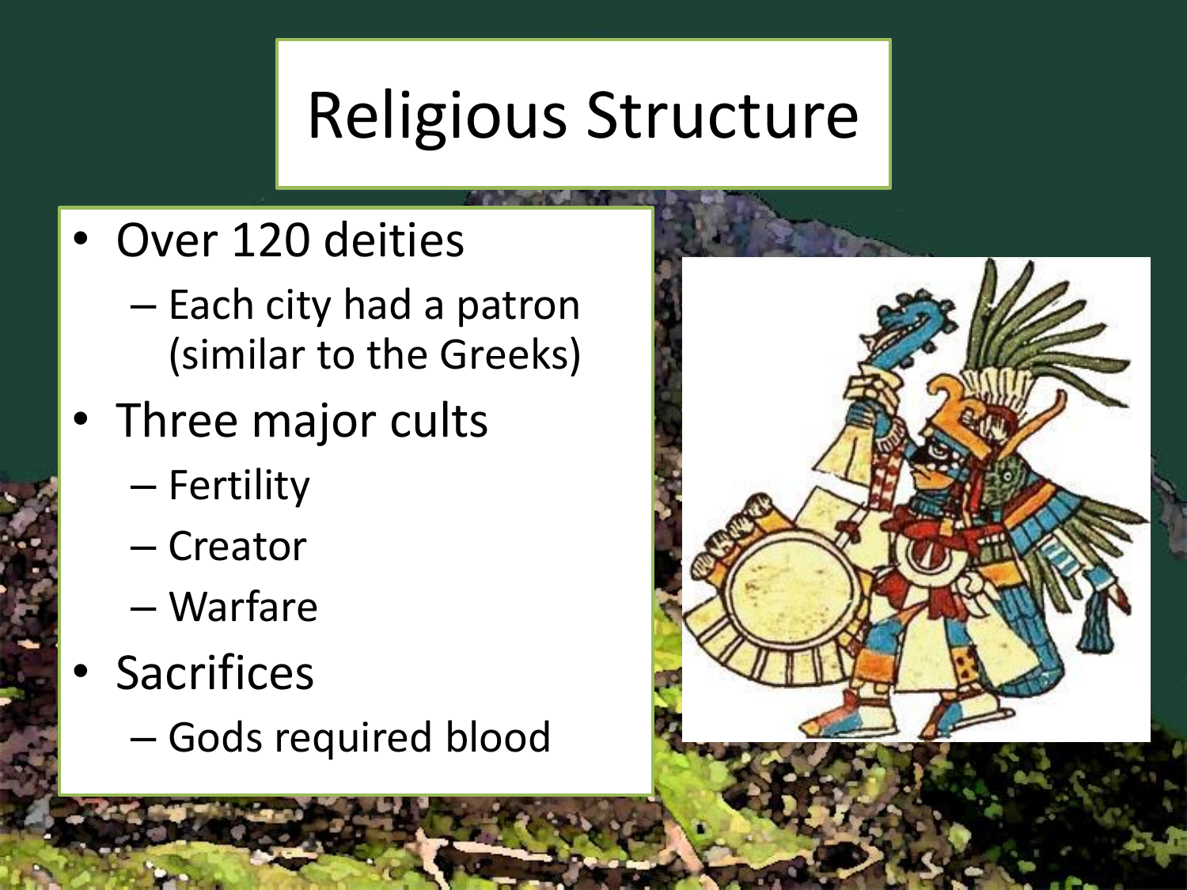# Religious Structure

- Over 120 deities
  - Each city had a patron (similar to the Greeks)
- Three major cults
  - Fertility
  - Creator
  - Warfare
- Sacrifices
  - Gods required blood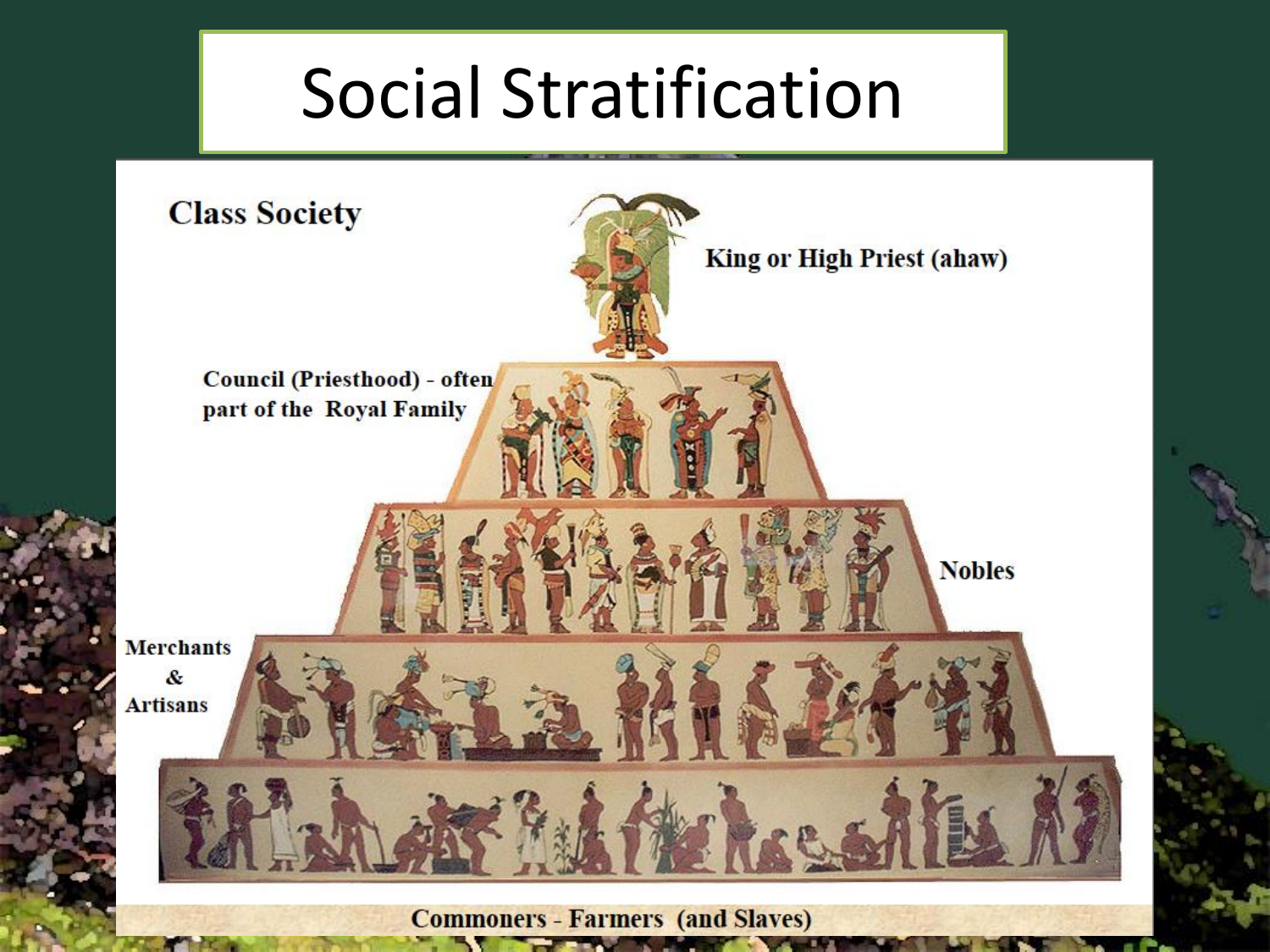# Social Stratification

Class Society

King or High Priest (ahaw)

Council (Priesthood) - often part of the Royal Family

Nobles

Merchants & Artisans

Commoners - Farmers (and Slaves)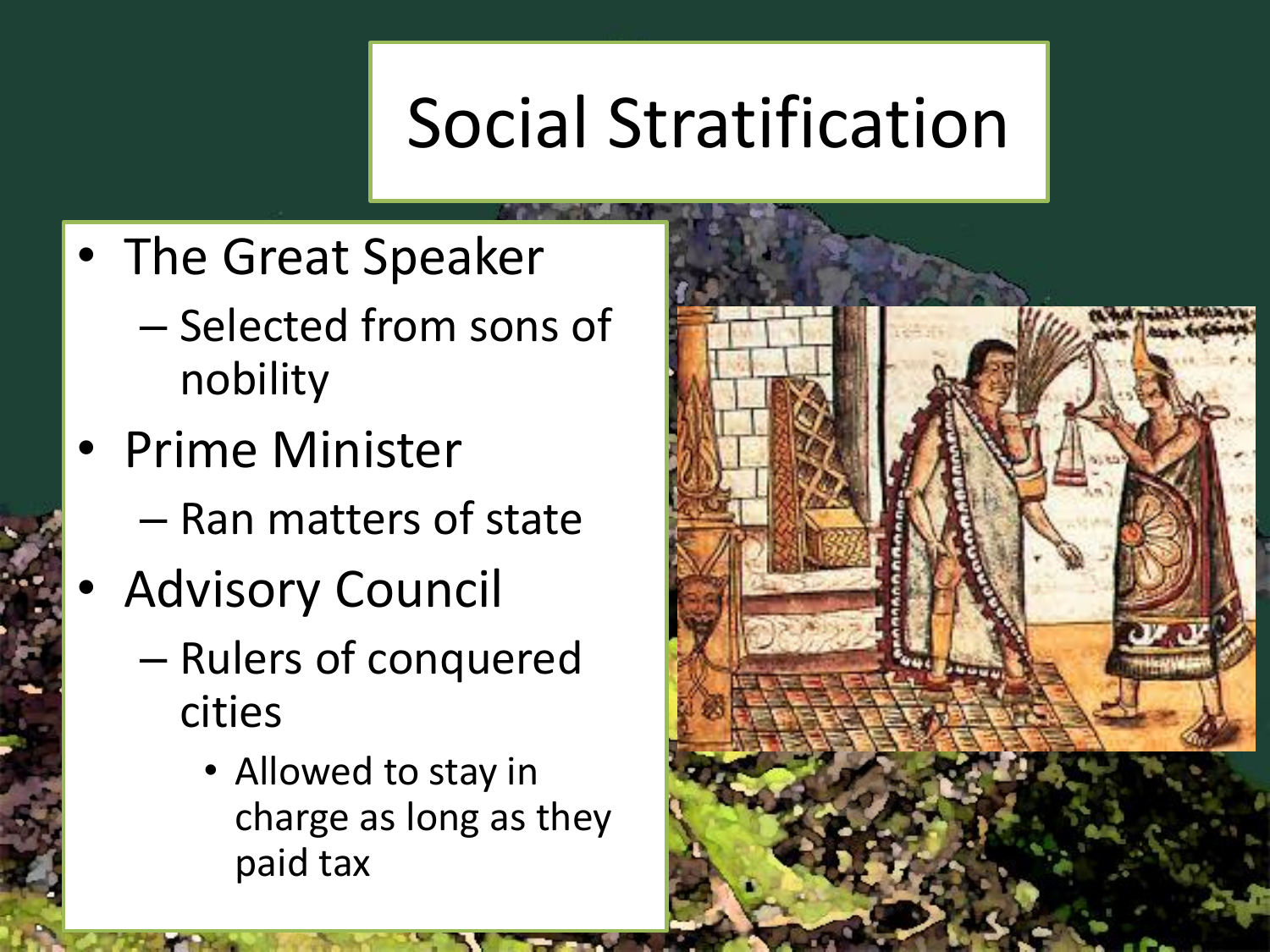# Social Stratification

- The Great Speaker
  - Selected from sons of nobility
- Prime Minister
  - Ran matters of state
- Advisory Council
  - Rulers of conquered cities
    - Allowed to stay in charge as long as they paid tax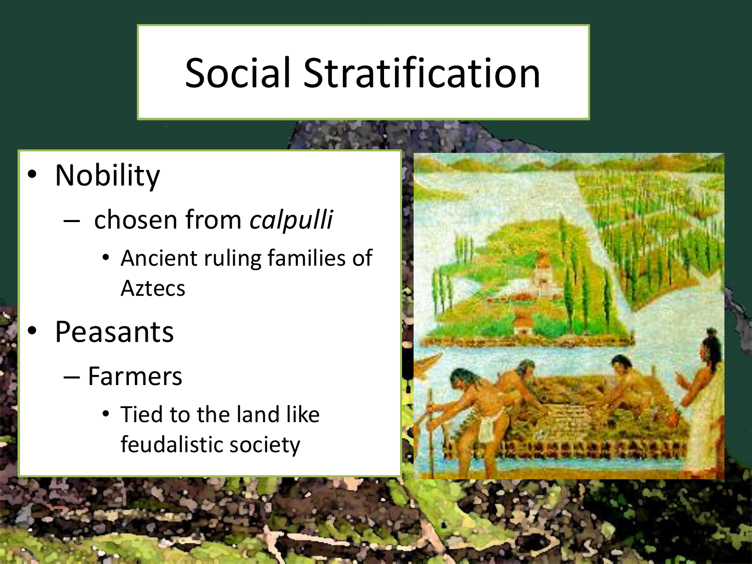# Social Stratification

- Nobility
  - chosen from *calpulli*
    - Ancient ruling families of Aztecs
- Peasants
  - Farmers
    - Tied to the land like feudalistic society